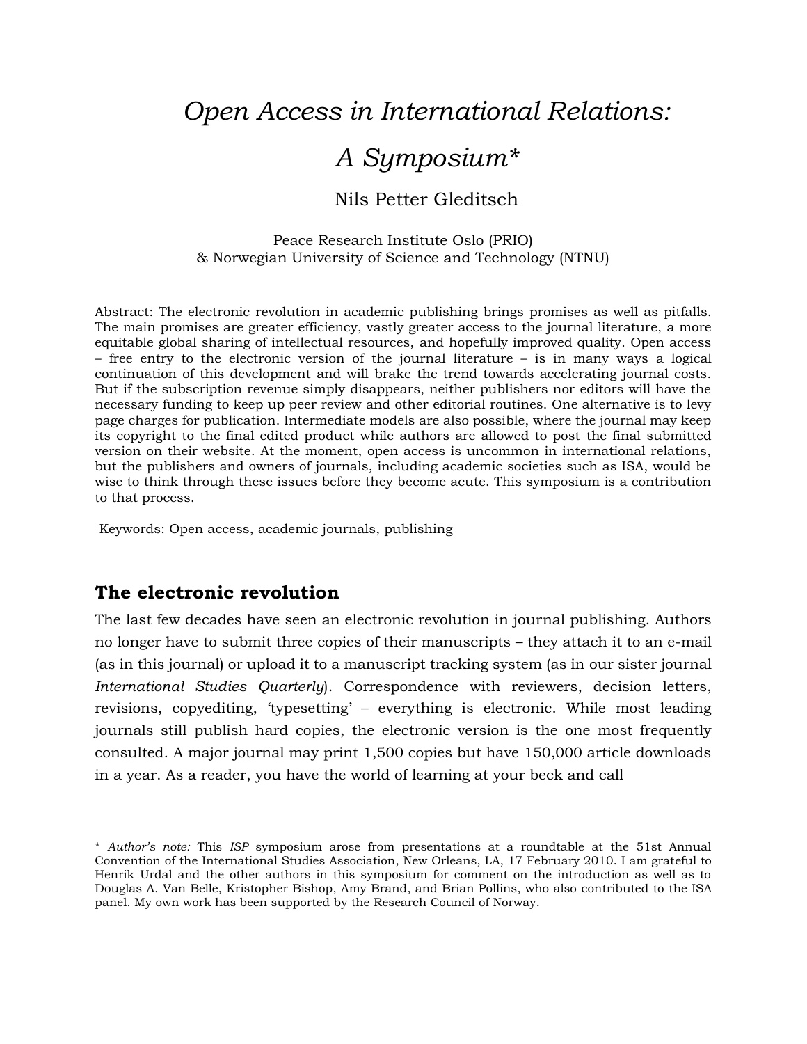# *Open Access in International Relations: A Symposium**

Nils Petter Gleditsch

Peace Research Institute Oslo (PRIO)
& Norwegian University of Science and Technology (NTNU)

Abstract: The electronic revolution in academic publishing brings promises as well as pitfalls. The main promises are greater efficiency, vastly greater access to the journal literature, a more equitable global sharing of intellectual resources, and hopefully improved quality. Open access – free entry to the electronic version of the journal literature – is in many ways a logical continuation of this development and will brake the trend towards accelerating journal costs. But if the subscription revenue simply disappears, neither publishers nor editors will have the necessary funding to keep up peer review and other editorial routines. One alternative is to levy page charges for publication. Intermediate models are also possible, where the journal may keep its copyright to the final edited product while authors are allowed to post the final submitted version on their website. At the moment, open access is uncommon in international relations, but the publishers and owners of journals, including academic societies such as ISA, would be wise to think through these issues before they become acute. This symposium is a contribution to that process.

Keywords: Open access, academic journals, publishing

## The electronic revolution

The last few decades have seen an electronic revolution in journal publishing. Authors no longer have to submit three copies of their manuscripts – they attach it to an e-mail (as in this journal) or upload it to a manuscript tracking system (as in our sister journal *International Studies Quarterly*). Correspondence with reviewers, decision letters, revisions, copyediting, 'typesetting' – everything is electronic. While most leading journals still publish hard copies, the electronic version is the one most frequently consulted. A major journal may print 1,500 copies but have 150,000 article downloads in a year. As a reader, you have the world of learning at your beck and call

\* *Author's note:* This *ISP* symposium arose from presentations at a roundtable at the 51st Annual Convention of the International Studies Association, New Orleans, LA, 17 February 2010. I am grateful to Henrik Urdal and the other authors in this symposium for comment on the introduction as well as to Douglas A. Van Belle, Kristopher Bishop, Amy Brand, and Brian Pollins, who also contributed to the ISA panel. My own work has been supported by the Research Council of Norway.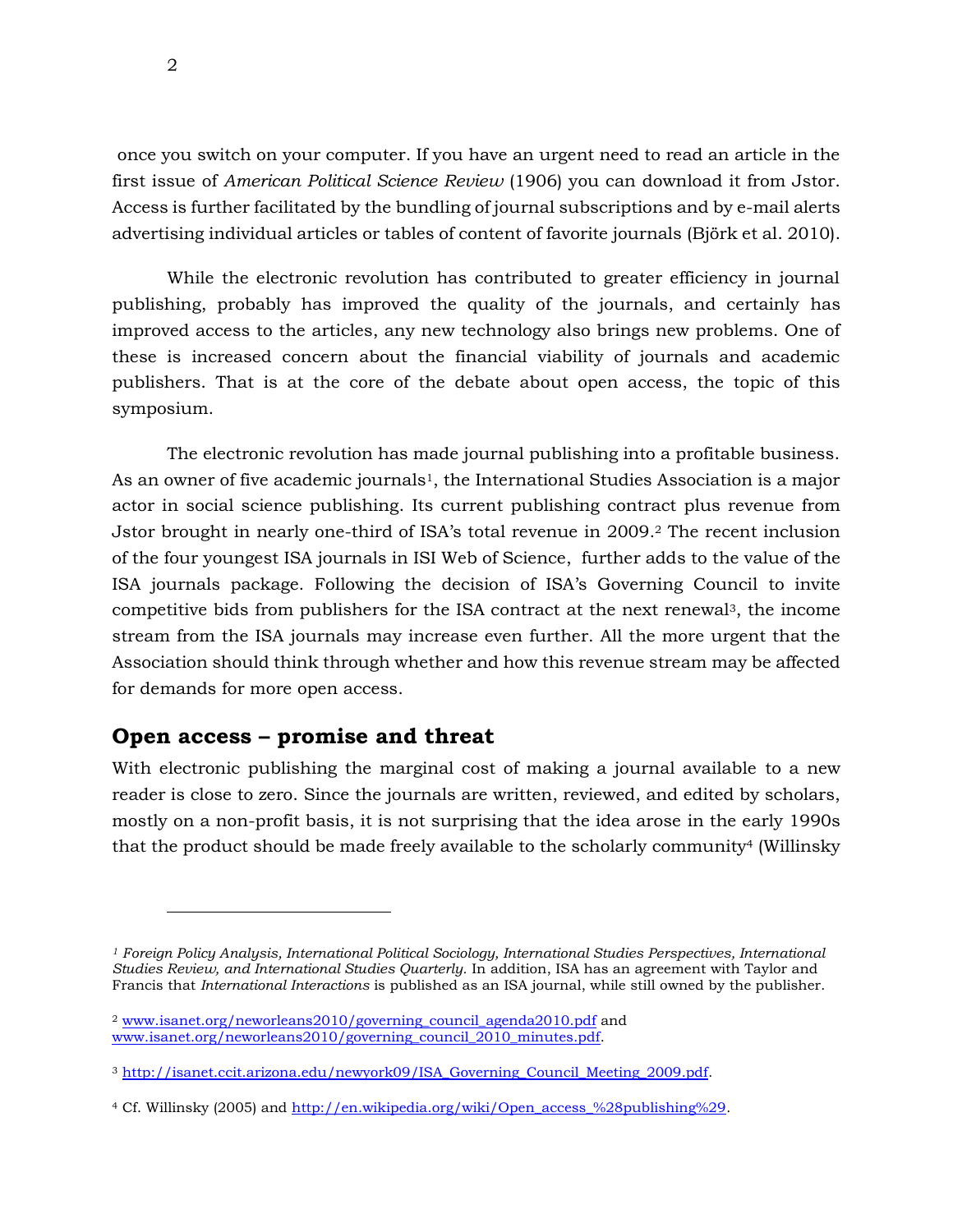once you switch on your computer. If you have an urgent need to read an article in the first issue of *American Political Science Review* (1906) you can download it from Jstor. Access is further facilitated by the bundling of journal subscriptions and by e-mail alerts advertising individual articles or tables of content of favorite journals (Björk et al. 2010).

While the electronic revolution has contributed to greater efficiency in journal publishing, probably has improved the quality of the journals, and certainly has improved access to the articles, any new technology also brings new problems. One of these is increased concern about the financial viability of journals and academic publishers. That is at the core of the debate about open access, the topic of this symposium.

The electronic revolution has made journal publishing into a profitable business. As an owner of five academic journals[1], the International Studies Association is a major actor in social science publishing. Its current publishing contract plus revenue from Jstor brought in nearly one-third of ISA's total revenue in 2009.[2] The recent inclusion of the four youngest ISA journals in ISI Web of Science, further adds to the value of the ISA journals package. Following the decision of ISA's Governing Council to invite competitive bids from publishers for the ISA contract at the next renewal[3], the income stream from the ISA journals may increase even further. All the more urgent that the Association should think through whether and how this revenue stream may be affected for demands for more open access.

## Open access – promise and threat

With electronic publishing the marginal cost of making a journal available to a new reader is close to zero. Since the journals are written, reviewed, and edited by scholars, mostly on a non-profit basis, it is not surprising that the idea arose in the early 1990s that the product should be made freely available to the scholarly community[4] (Willinsky

---

[1] *Foreign Policy Analysis, International Political Sociology, International Studies Perspectives, International Studies Review, and International Studies Quarterly.* In addition, ISA has an agreement with Taylor and Francis that *International Interactions* is published as an ISA journal, while still owned by the publisher.

[2] www.isanet.org/neworleans2010/governing_council_agenda2010.pdf and www.isanet.org/neworleans2010/governing_council_2010_minutes.pdf.

[3] http://isanet.ccit.arizona.edu/newyork09/ISA_Governing_Council_Meeting_2009.pdf.

[4] Cf. Willinsky (2005) and http://en.wikipedia.org/wiki/Open_access_%28publishing%29.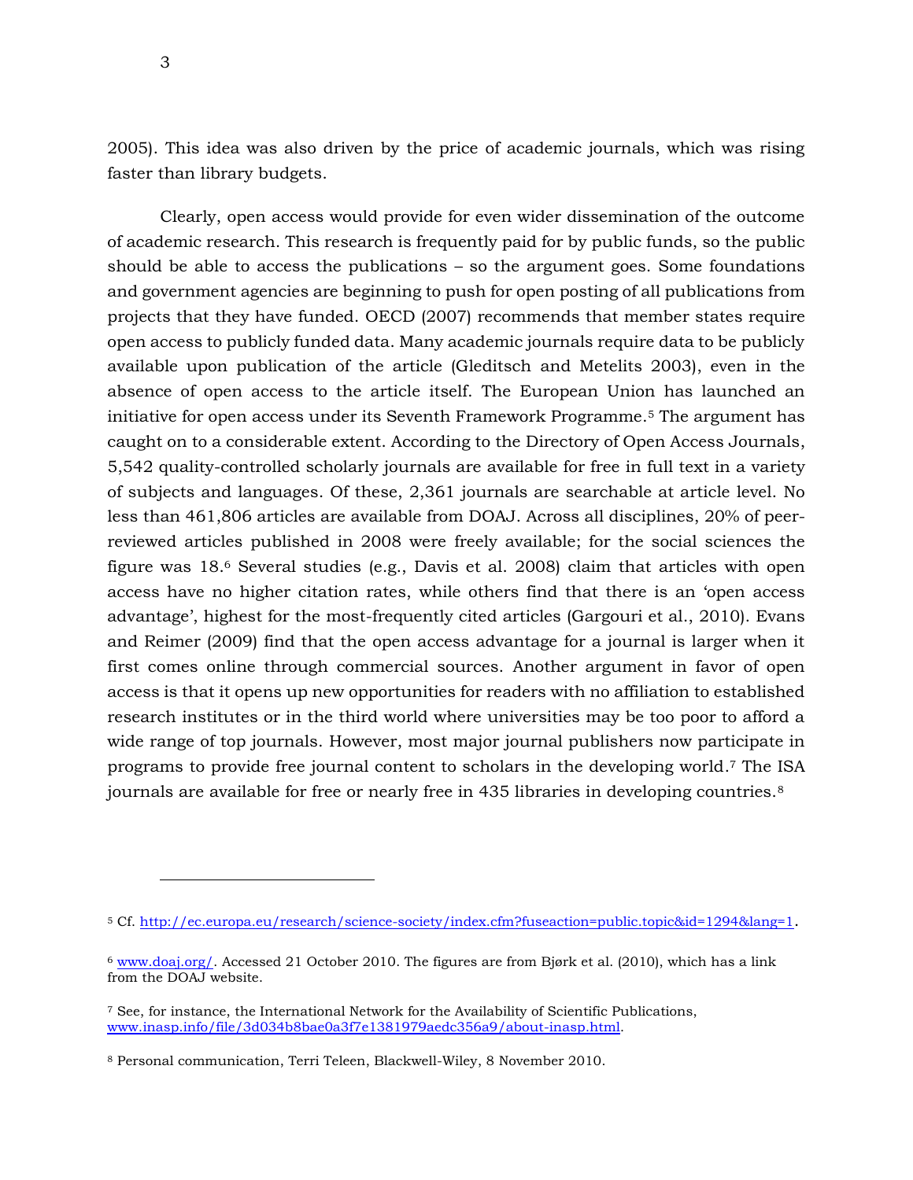2005). This idea was also driven by the price of academic journals, which was rising faster than library budgets.

Clearly, open access would provide for even wider dissemination of the outcome of academic research. This research is frequently paid for by public funds, so the public should be able to access the publications – so the argument goes. Some foundations and government agencies are beginning to push for open posting of all publications from projects that they have funded. OECD (2007) recommends that member states require open access to publicly funded data. Many academic journals require data to be publicly available upon publication of the article (Gleditsch and Metelits 2003), even in the absence of open access to the article itself. The European Union has launched an initiative for open access under its Seventh Framework Programme.[5] The argument has caught on to a considerable extent. According to the Directory of Open Access Journals, 5,542 quality-controlled scholarly journals are available for free in full text in a variety of subjects and languages. Of these, 2,361 journals are searchable at article level. No less than 461,806 articles are available from DOAJ. Across all disciplines, 20% of peer-reviewed articles published in 2008 were freely available; for the social sciences the figure was 18.[6] Several studies (e.g., Davis et al. 2008) claim that articles with open access have no higher citation rates, while others find that there is an 'open access advantage', highest for the most-frequently cited articles (Gargouri et al., 2010). Evans and Reimer (2009) find that the open access advantage for a journal is larger when it first comes online through commercial sources. Another argument in favor of open access is that it opens up new opportunities for readers with no affiliation to established research institutes or in the third world where universities may be too poor to afford a wide range of top journals. However, most major journal publishers now participate in programs to provide free journal content to scholars in the developing world.[7] The ISA journals are available for free or nearly free in 435 libraries in developing countries.[8]

---

[5] Cf. http://ec.europa.eu/research/science-society/index.cfm?fuseaction=public.topic&id=1294&lang=1.

[6] www.doaj.org/. Accessed 21 October 2010. The figures are from Bjørk et al. (2010), which has a link from the DOAJ website.

[7] See, for instance, the International Network for the Availability of Scientific Publications, www.inasp.info/file/3d034b8bae0a3f7e1381979aedc356a9/about-inasp.html.

[8] Personal communication, Terri Teleen, Blackwell-Wiley, 8 November 2010.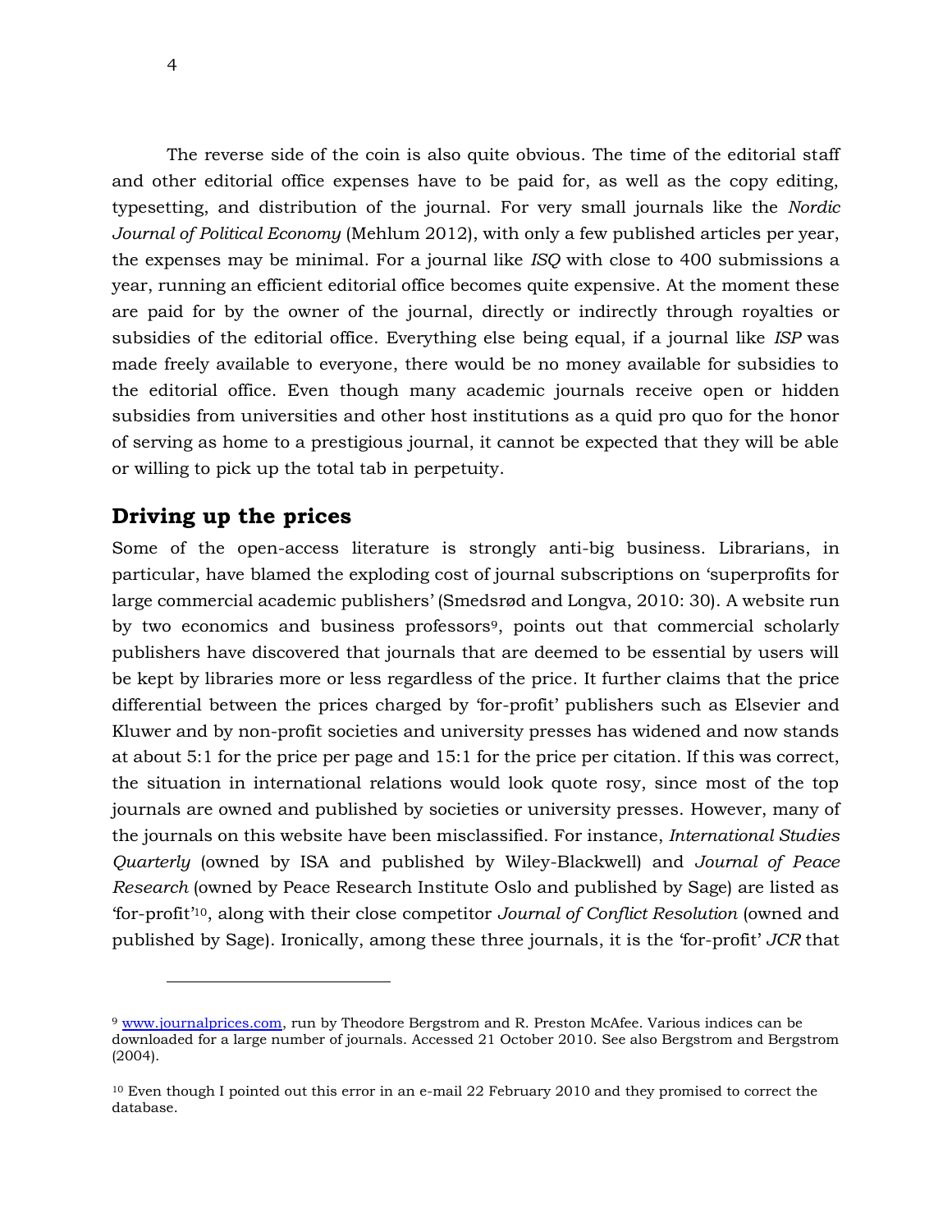The reverse side of the coin is also quite obvious. The time of the editorial staff and other editorial office expenses have to be paid for, as well as the copy editing, typesetting, and distribution of the journal. For very small journals like the *Nordic Journal of Political Economy* (Mehlum 2012), with only a few published articles per year, the expenses may be minimal. For a journal like *ISQ* with close to 400 submissions a year, running an efficient editorial office becomes quite expensive. At the moment these are paid for by the owner of the journal, directly or indirectly through royalties or subsidies of the editorial office. Everything else being equal, if a journal like *ISP* was made freely available to everyone, there would be no money available for subsidies to the editorial office. Even though many academic journals receive open or hidden subsidies from universities and other host institutions as a quid pro quo for the honor of serving as home to a prestigious journal, it cannot be expected that they will be able or willing to pick up the total tab in perpetuity.

## Driving up the prices

Some of the open-access literature is strongly anti-big business. Librarians, in particular, have blamed the exploding cost of journal subscriptions on 'superprofits for large commercial academic publishers' (Smedsrød and Longva, 2010: 30). A website run by two economics and business professors[9], points out that commercial scholarly publishers have discovered that journals that are deemed to be essential by users will be kept by libraries more or less regardless of the price. It further claims that the price differential between the prices charged by 'for-profit' publishers such as Elsevier and Kluwer and by non-profit societies and university presses has widened and now stands at about 5:1 for the price per page and 15:1 for the price per citation. If this was correct, the situation in international relations would look quote rosy, since most of the top journals are owned and published by societies or university presses. However, many of the journals on this website have been misclassified. For instance, *International Studies Quarterly* (owned by ISA and published by Wiley-Blackwell) and *Journal of Peace Research* (owned by Peace Research Institute Oslo and published by Sage) are listed as 'for-profit'[10], along with their close competitor *Journal of Conflict Resolution* (owned and published by Sage). Ironically, among these three journals, it is the 'for-profit' *JCR* that

---

[9] www.journalprices.com, run by Theodore Bergstrom and R. Preston McAfee. Various indices can be downloaded for a large number of journals. Accessed 21 October 2010. See also Bergstrom and Bergstrom (2004).

[10] Even though I pointed out this error in an e-mail 22 February 2010 and they promised to correct the database.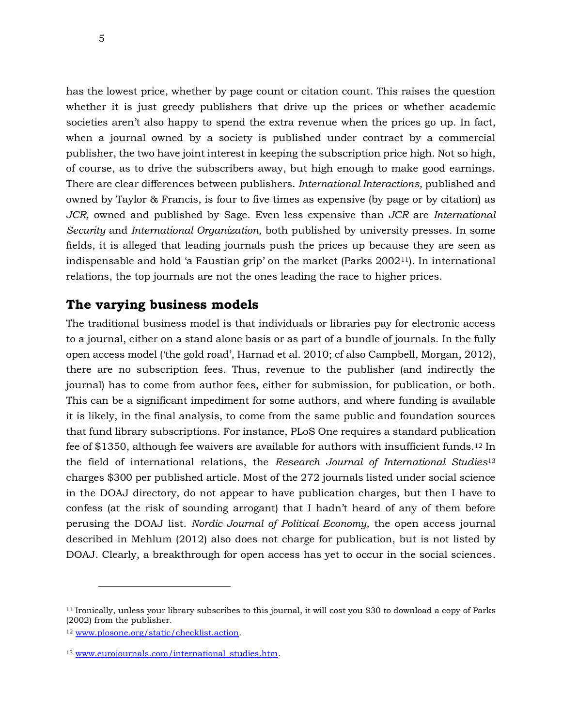has the lowest price, whether by page count or citation count. This raises the question whether it is just greedy publishers that drive up the prices or whether academic societies aren't also happy to spend the extra revenue when the prices go up. In fact, when a journal owned by a society is published under contract by a commercial publisher, the two have joint interest in keeping the subscription price high. Not so high, of course, as to drive the subscribers away, but high enough to make good earnings. There are clear differences between publishers. *International Interactions,* published and owned by Taylor & Francis, is four to five times as expensive (by page or by citation) as *JCR,* owned and published by Sage. Even less expensive than *JCR* are *International Security* and *International Organization,* both published by university presses. In some fields, it is alleged that leading journals push the prices up because they are seen as indispensable and hold 'a Faustian grip' on the market (Parks 2002[11]). In international relations, the top journals are not the ones leading the race to higher prices.

## The varying business models

The traditional business model is that individuals or libraries pay for electronic access to a journal, either on a stand alone basis or as part of a bundle of journals. In the fully open access model ('the gold road', Harnad et al. 2010; cf also Campbell, Morgan, 2012), there are no subscription fees. Thus, revenue to the publisher (and indirectly the journal) has to come from author fees, either for submission, for publication, or both. This can be a significant impediment for some authors, and where funding is available it is likely, in the final analysis, to come from the same public and foundation sources that fund library subscriptions. For instance, PLoS One requires a standard publication fee of $1350, although fee waivers are available for authors with insufficient funds.[12] In the field of international relations, the *Research Journal of International Studies*[13] charges $300 per published article. Most of the 272 journals listed under social science in the DOAJ directory, do not appear to have publication charges, but then I have to confess (at the risk of sounding arrogant) that I hadn't heard of any of them before perusing the DOAJ list. *Nordic Journal of Political Economy,* the open access journal described in Mehlum (2012) also does not charge for publication, but is not listed by DOAJ. Clearly, a breakthrough for open access has yet to occur in the social sciences.

---

[11] Ironically, unless your library subscribes to this journal, it will cost you $30 to download a copy of Parks (2002) from the publisher.

[12] www.plosone.org/static/checklist.action.

[13] www.eurojournals.com/international_studies.htm.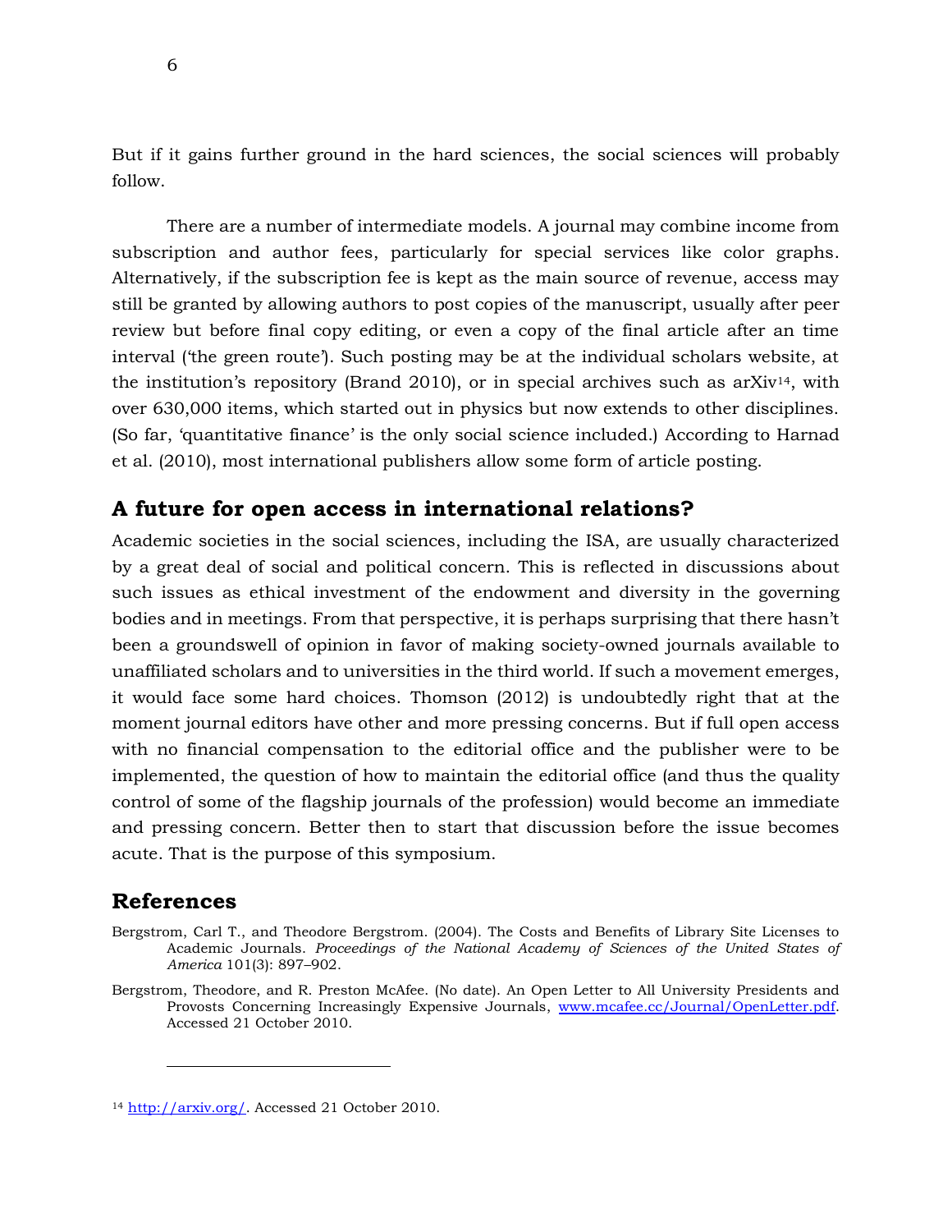But if it gains further ground in the hard sciences, the social sciences will probably follow.

There are a number of intermediate models. A journal may combine income from subscription and author fees, particularly for special services like color graphs. Alternatively, if the subscription fee is kept as the main source of revenue, access may still be granted by allowing authors to post copies of the manuscript, usually after peer review but before final copy editing, or even a copy of the final article after an time interval ('the green route'). Such posting may be at the individual scholars website, at the institution's repository (Brand 2010), or in special archives such as arXiv[14], with over 630,000 items, which started out in physics but now extends to other disciplines. (So far, 'quantitative finance' is the only social science included.) According to Harnad et al. (2010), most international publishers allow some form of article posting.

## A future for open access in international relations?

Academic societies in the social sciences, including the ISA, are usually characterized by a great deal of social and political concern. This is reflected in discussions about such issues as ethical investment of the endowment and diversity in the governing bodies and in meetings. From that perspective, it is perhaps surprising that there hasn't been a groundswell of opinion in favor of making society-owned journals available to unaffiliated scholars and to universities in the third world. If such a movement emerges, it would face some hard choices. Thomson (2012) is undoubtedly right that at the moment journal editors have other and more pressing concerns. But if full open access with no financial compensation to the editorial office and the publisher were to be implemented, the question of how to maintain the editorial office (and thus the quality control of some of the flagship journals of the profession) would become an immediate and pressing concern. Better then to start that discussion before the issue becomes acute. That is the purpose of this symposium.

## References

Bergstrom, Carl T., and Theodore Bergstrom. (2004). The Costs and Benefits of Library Site Licenses to Academic Journals. *Proceedings of the National Academy of Sciences of the United States of America* 101(3): 897–902.

Bergstrom, Theodore, and R. Preston McAfee. (No date). An Open Letter to All University Presidents and Provosts Concerning Increasingly Expensive Journals, www.mcafee.cc/Journal/OpenLetter.pdf. Accessed 21 October 2010.

---

[14] http://arxiv.org/. Accessed 21 October 2010.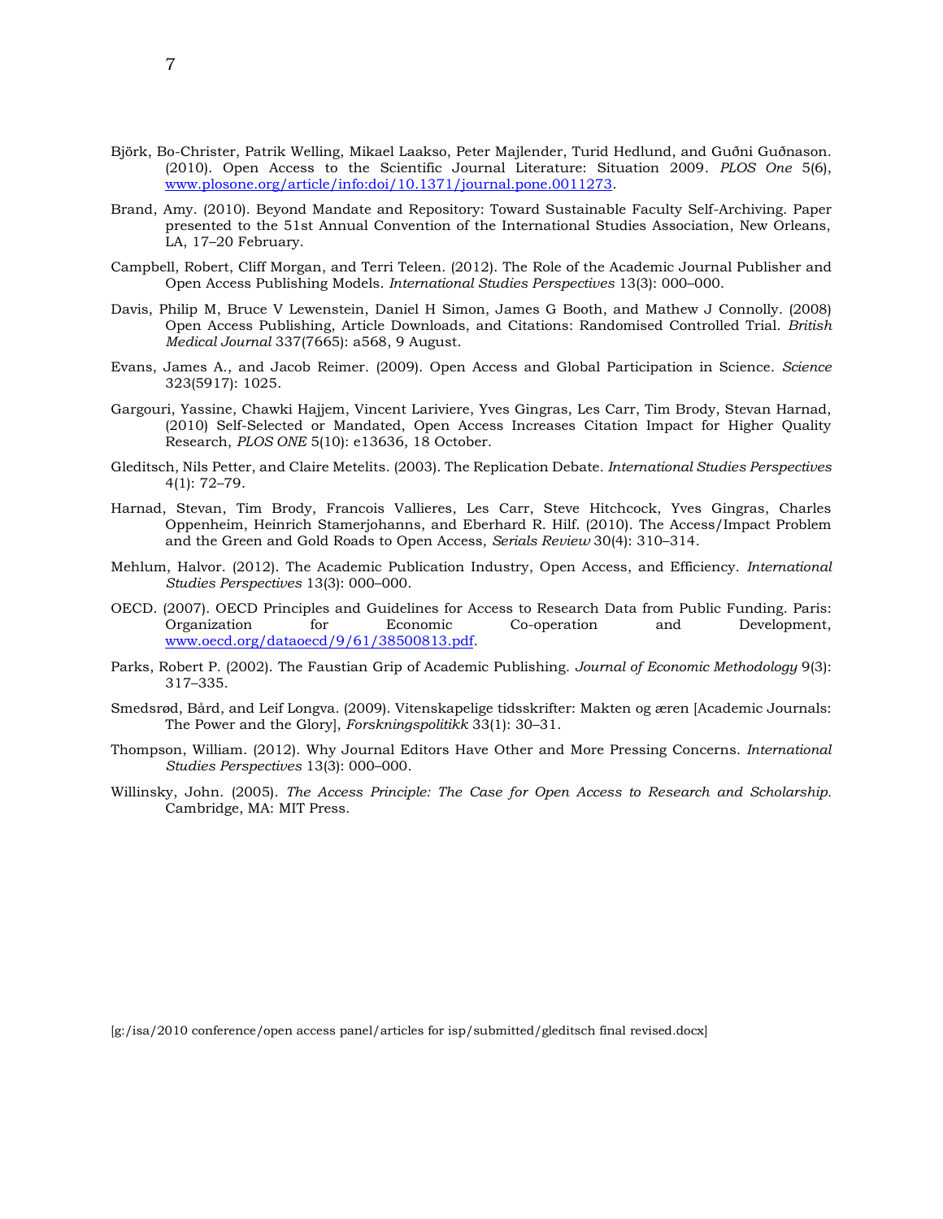Björk, Bo-Christer, Patrik Welling, Mikael Laakso, Peter Majlender, Turid Hedlund, and Guðni Guðnason. (2010). Open Access to the Scientific Journal Literature: Situation 2009. *PLOS One* 5(6), www.plosone.org/article/info:doi/10.1371/journal.pone.0011273.

Brand, Amy. (2010). Beyond Mandate and Repository: Toward Sustainable Faculty Self-Archiving. Paper presented to the 51st Annual Convention of the International Studies Association, New Orleans, LA, 17–20 February.

Campbell, Robert, Cliff Morgan, and Terri Teleen. (2012). The Role of the Academic Journal Publisher and Open Access Publishing Models. *International Studies Perspectives* 13(3): 000–000.

Davis, Philip M, Bruce V Lewenstein, Daniel H Simon, James G Booth, and Mathew J Connolly. (2008) Open Access Publishing, Article Downloads, and Citations: Randomised Controlled Trial. *British Medical Journal* 337(7665): a568, 9 August.

Evans, James A., and Jacob Reimer. (2009). Open Access and Global Participation in Science. *Science* 323(5917): 1025.

Gargouri, Yassine, Chawki Hajjem, Vincent Lariviere, Yves Gingras, Les Carr, Tim Brody, Stevan Harnad, (2010) Self-Selected or Mandated, Open Access Increases Citation Impact for Higher Quality Research, *PLOS ONE* 5(10): e13636, 18 October.

Gleditsch, Nils Petter, and Claire Metelits. (2003). The Replication Debate. *International Studies Perspectives* 4(1): 72–79.

Harnad, Stevan, Tim Brody, Francois Vallieres, Les Carr, Steve Hitchcock, Yves Gingras, Charles Oppenheim, Heinrich Stamerjohanns, and Eberhard R. Hilf. (2010). The Access/Impact Problem and the Green and Gold Roads to Open Access, *Serials Review* 30(4): 310–314.

Mehlum, Halvor. (2012). The Academic Publication Industry, Open Access, and Efficiency. *International Studies Perspectives* 13(3): 000–000.

OECD. (2007). OECD Principles and Guidelines for Access to Research Data from Public Funding. Paris: Organization for Economic Co-operation and Development, www.oecd.org/dataoecd/9/61/38500813.pdf.

Parks, Robert P. (2002). The Faustian Grip of Academic Publishing. *Journal of Economic Methodology* 9(3): 317–335.

Smedsrød, Bård, and Leif Longva. (2009). Vitenskapelige tidsskrifter: Makten og æren [Academic Journals: The Power and the Glory], *Forskningspolitikk* 33(1): 30–31.

Thompson, William. (2012). Why Journal Editors Have Other and More Pressing Concerns. *International Studies Perspectives* 13(3): 000–000.

Willinsky, John. (2005). *The Access Principle: The Case for Open Access to Research and Scholarship.* Cambridge, MA: MIT Press.

[g:/isa/2010 conference/open access panel/articles for isp/submitted/gleditsch final revised.docx]